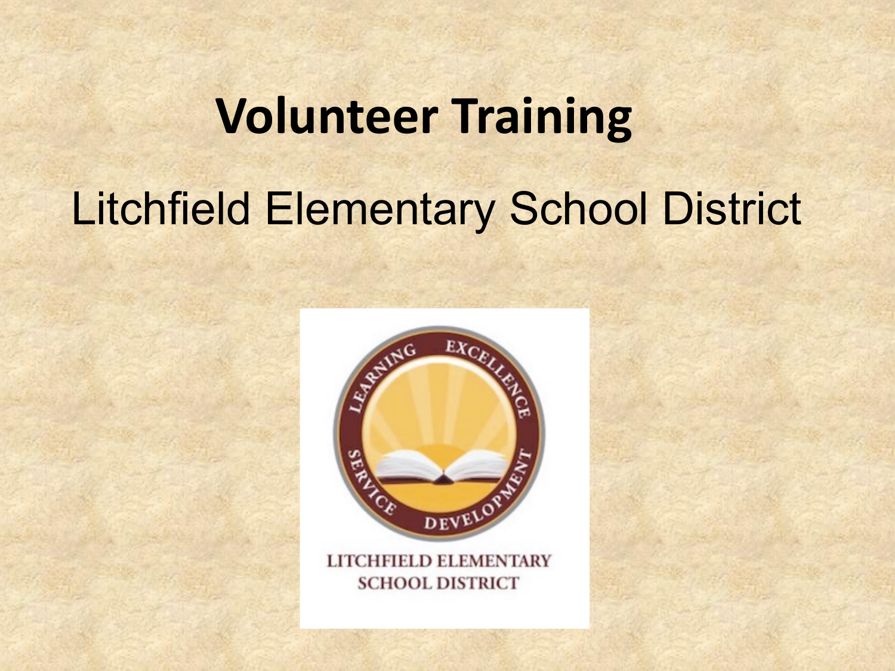# Volunteer Training

## Litchfield Elementary School District

LEARNING EXCELLENCE SERVICE DEVELOPMENT

LITCHFIELD ELEMENTARY SCHOOL DISTRICT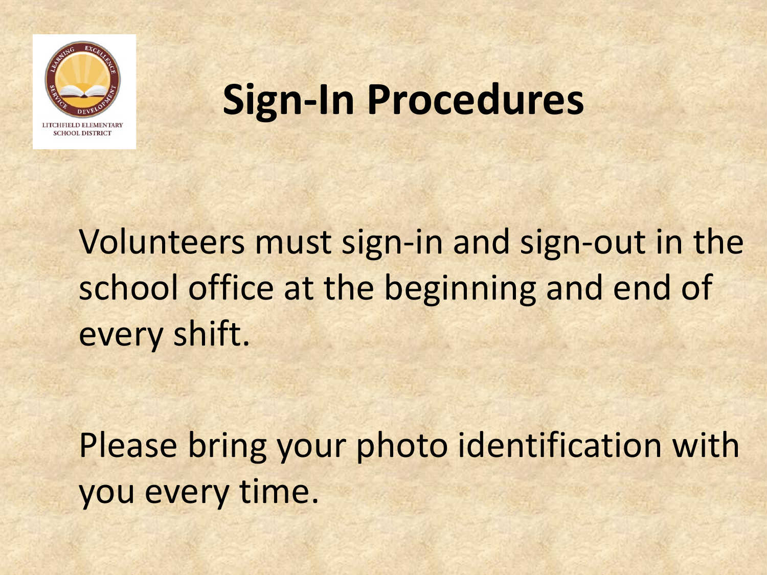# Sign-In Procedures

Volunteers must sign-in and sign-out in the school office at the beginning and end of every shift.

Please bring your photo identification with you every time.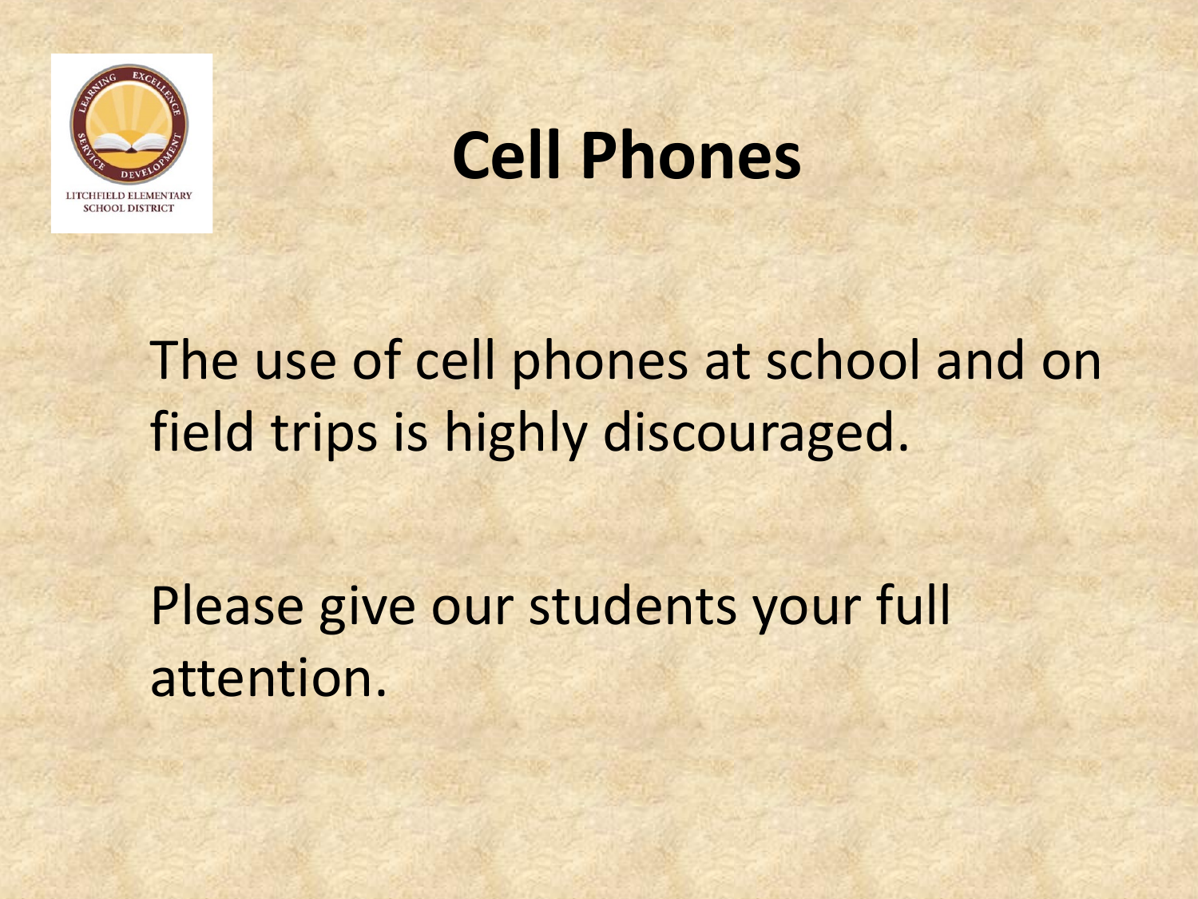# Cell Phones

The use of cell phones at school and on field trips is highly discouraged.

Please give our students your full attention.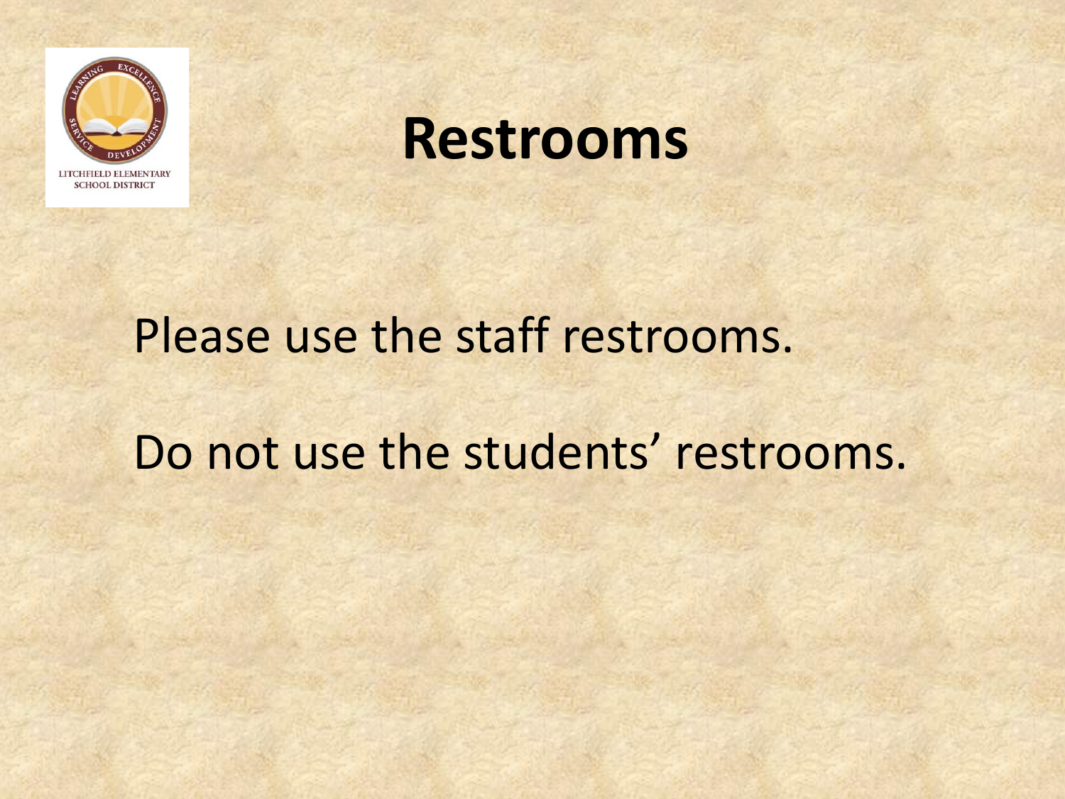# Restrooms

Please use the staff restrooms.

Do not use the students' restrooms.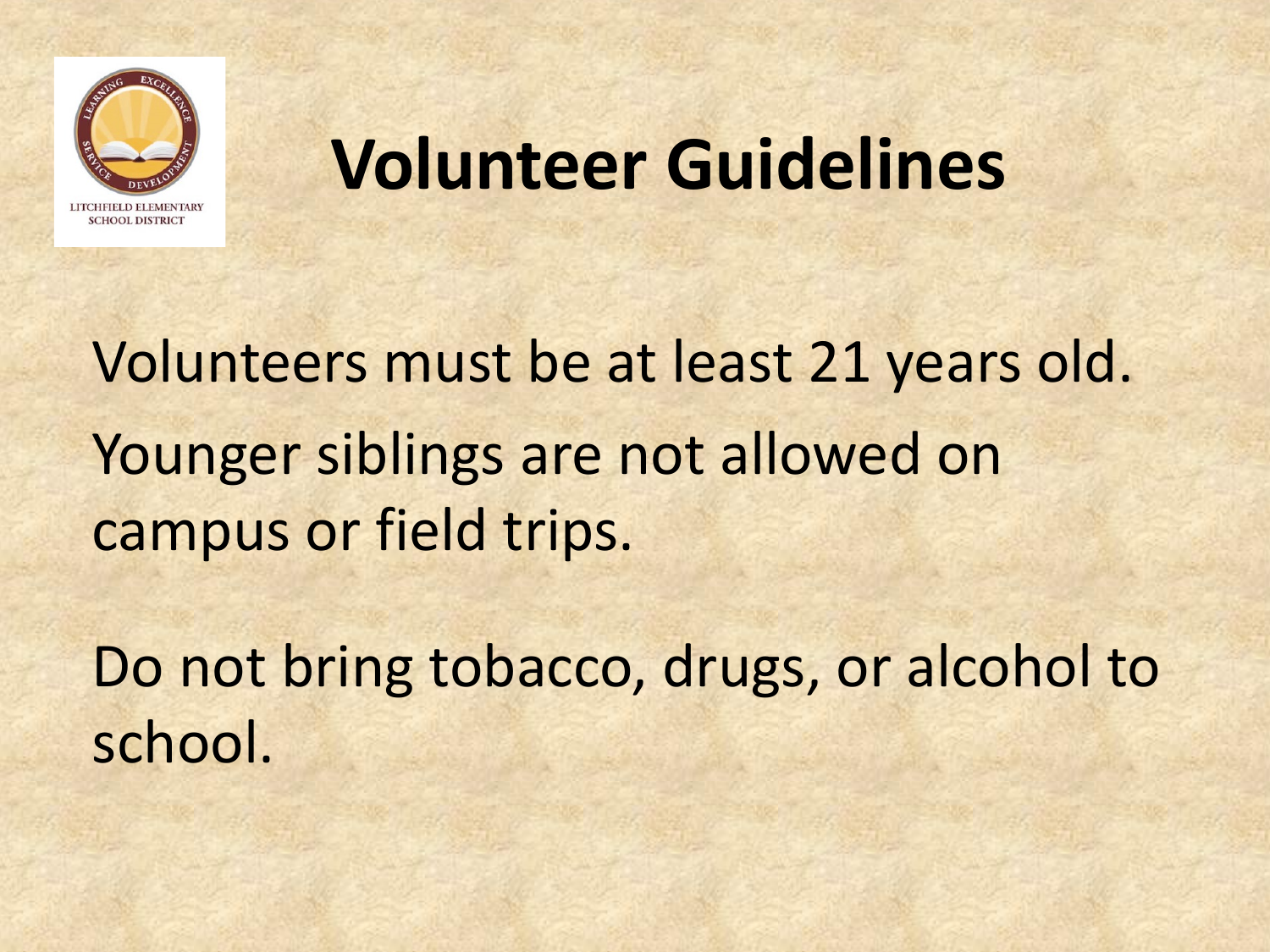# Volunteer Guidelines

Volunteers must be at least 21 years old.

Younger siblings are not allowed on campus or field trips.

Do not bring tobacco, drugs, or alcohol to school.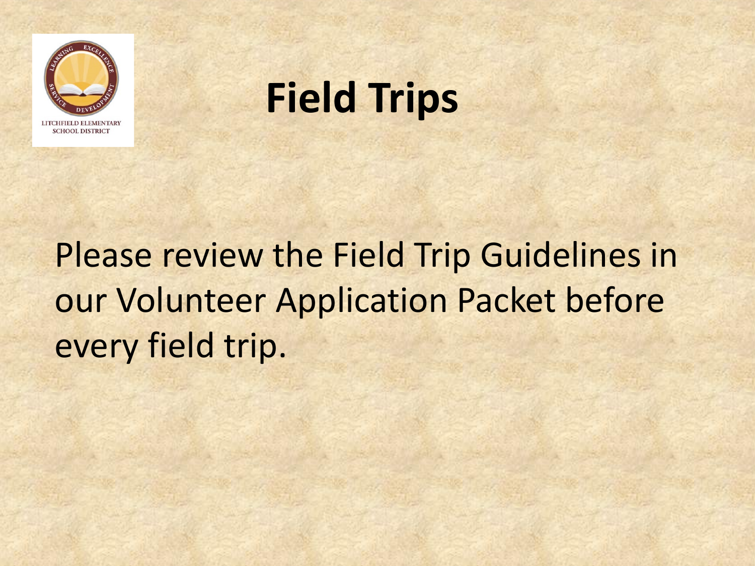# Field Trips

Please review the Field Trip Guidelines in our Volunteer Application Packet before every field trip.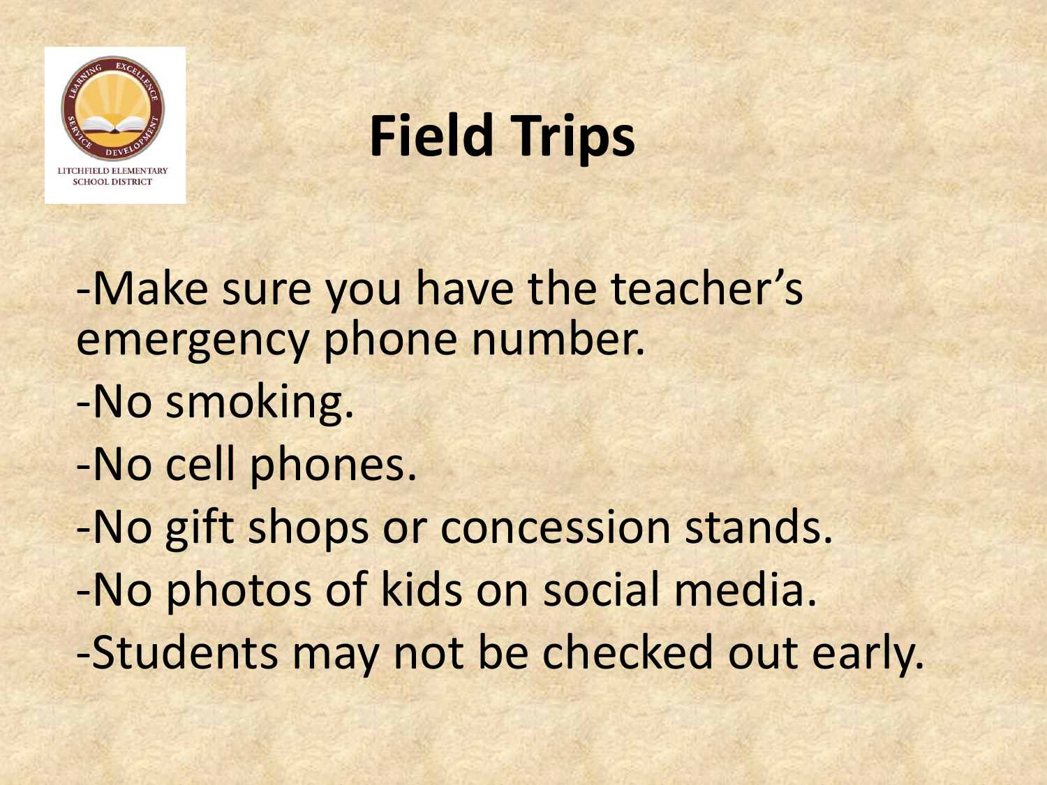# Field Trips

-Make sure you have the teacher's emergency phone number.

-No smoking.

-No cell phones.

-No gift shops or concession stands.

-No photos of kids on social media.

-Students may not be checked out early.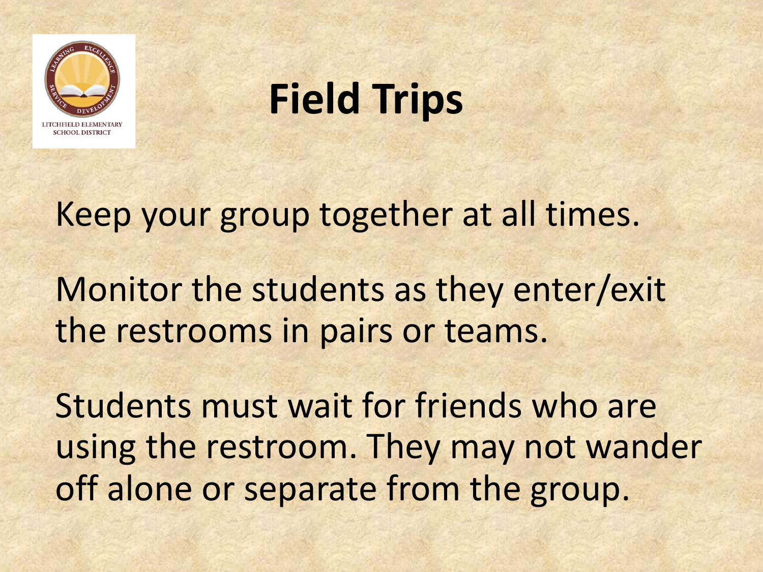LITCHFIELD ELEMENTARY SCHOOL DISTRICT

# Field Trips

Keep your group together at all times.

Monitor the students as they enter/exit the restrooms in pairs or teams.

Students must wait for friends who are using the restroom. They may not wander off alone or separate from the group.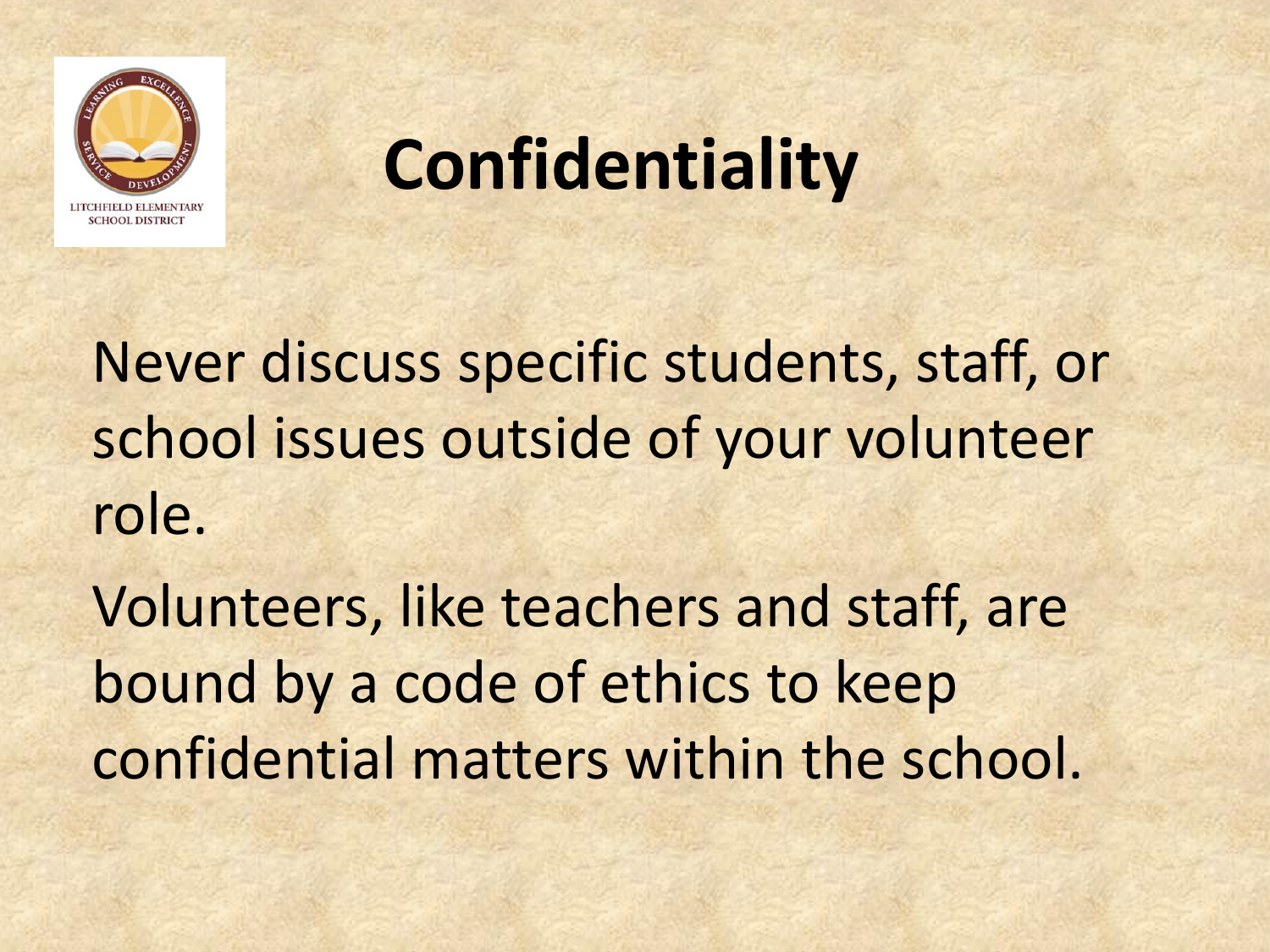# Confidentiality

Never discuss specific students, staff, or school issues outside of your volunteer role.

Volunteers, like teachers and staff, are bound by a code of ethics to keep confidential matters within the school.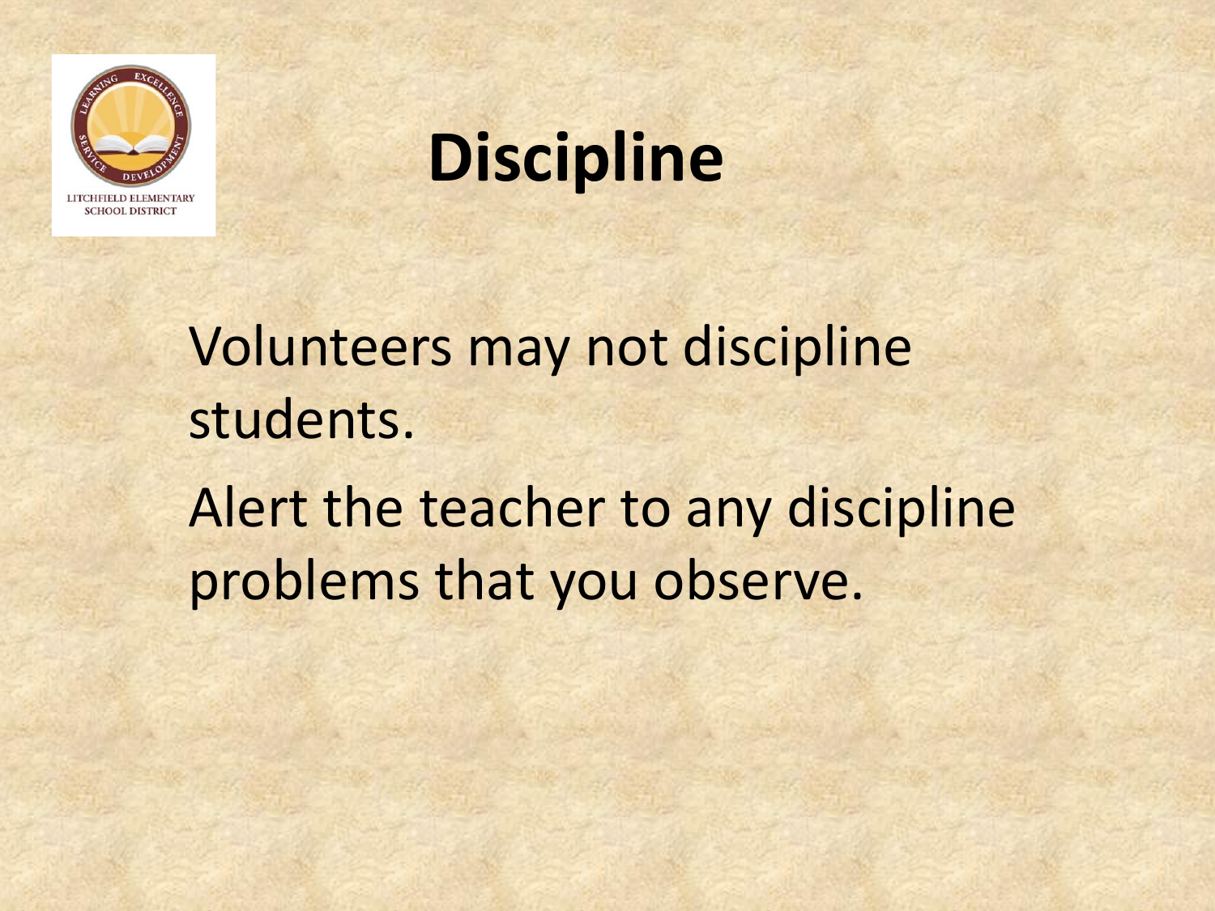LITCHFIELD ELEMENTARY SCHOOL DISTRICT

# Discipline

Volunteers may not discipline students.

Alert the teacher to any discipline problems that you observe.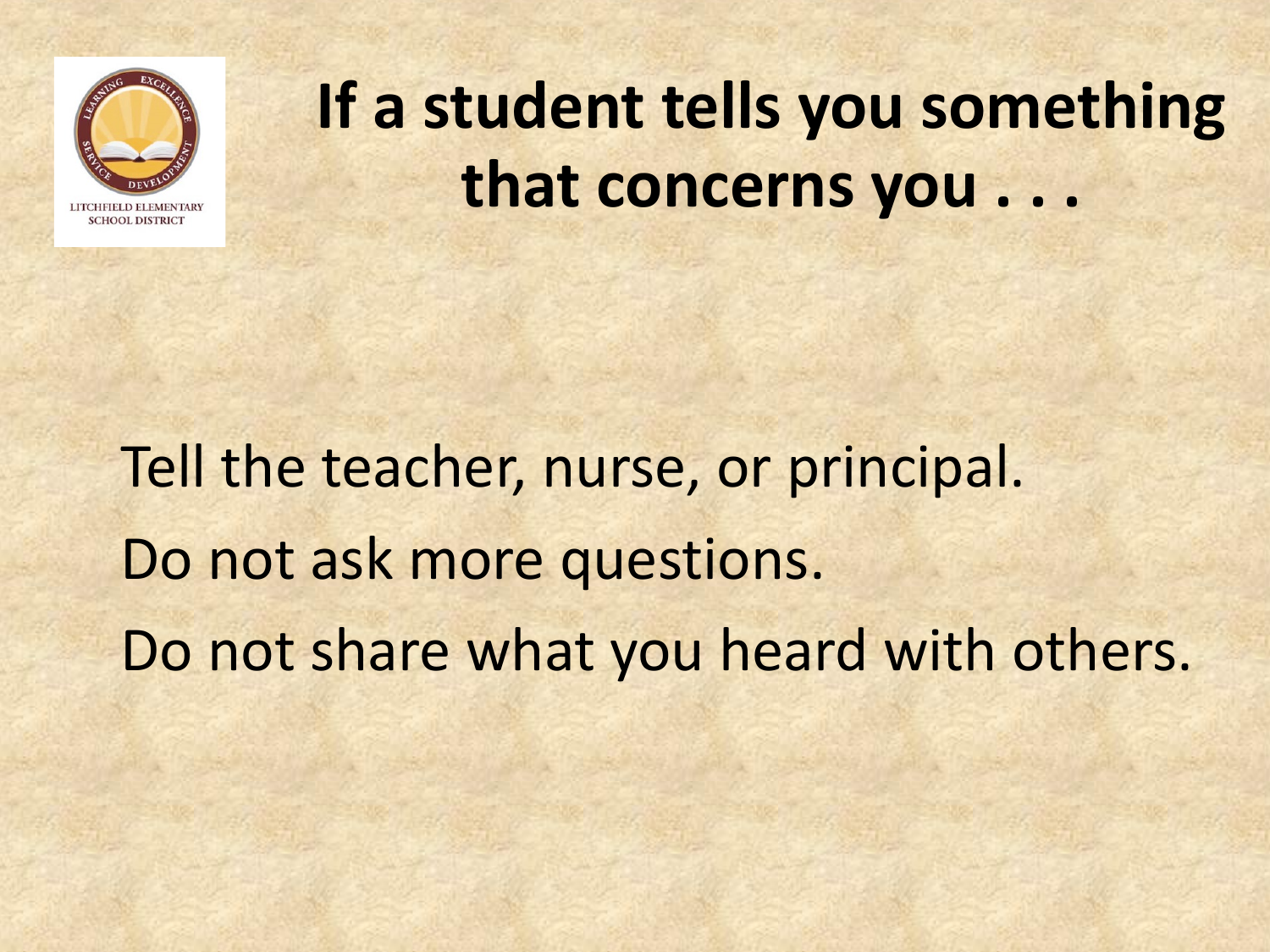# If a student tells you something that concerns you . . .

Tell the teacher, nurse, or principal.

Do not ask more questions.

Do not share what you heard with others.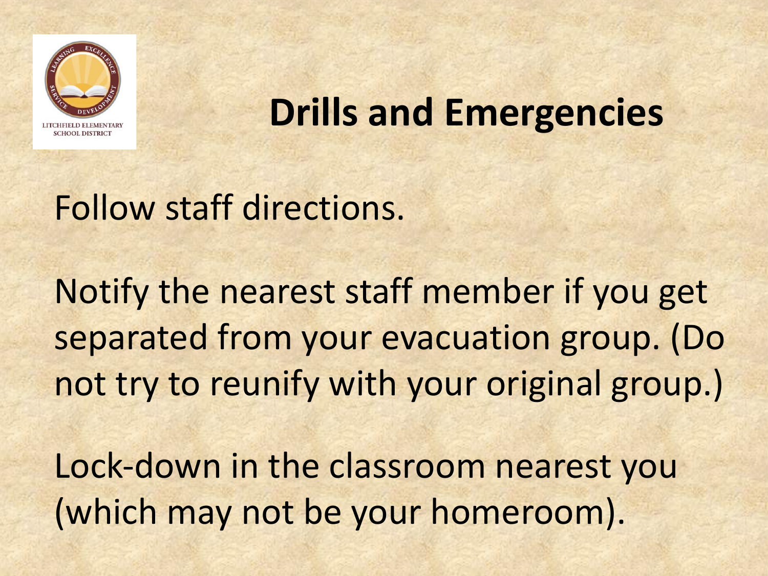# Drills and Emergencies

Follow staff directions.

Notify the nearest staff member if you get separated from your evacuation group. (Do not try to reunify with your original group.)

Lock-down in the classroom nearest you (which may not be your homeroom).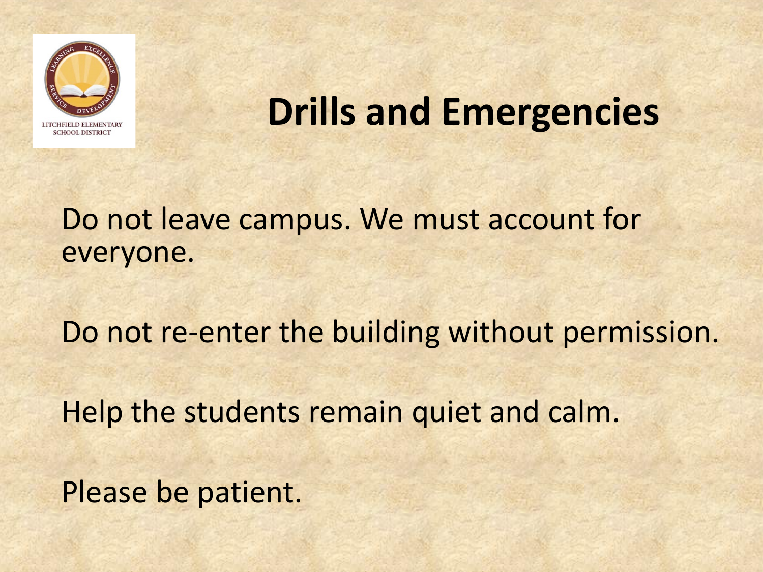# Drills and Emergencies

Do not leave campus. We must account for everyone.

Do not re-enter the building without permission.

Help the students remain quiet and calm.

Please be patient.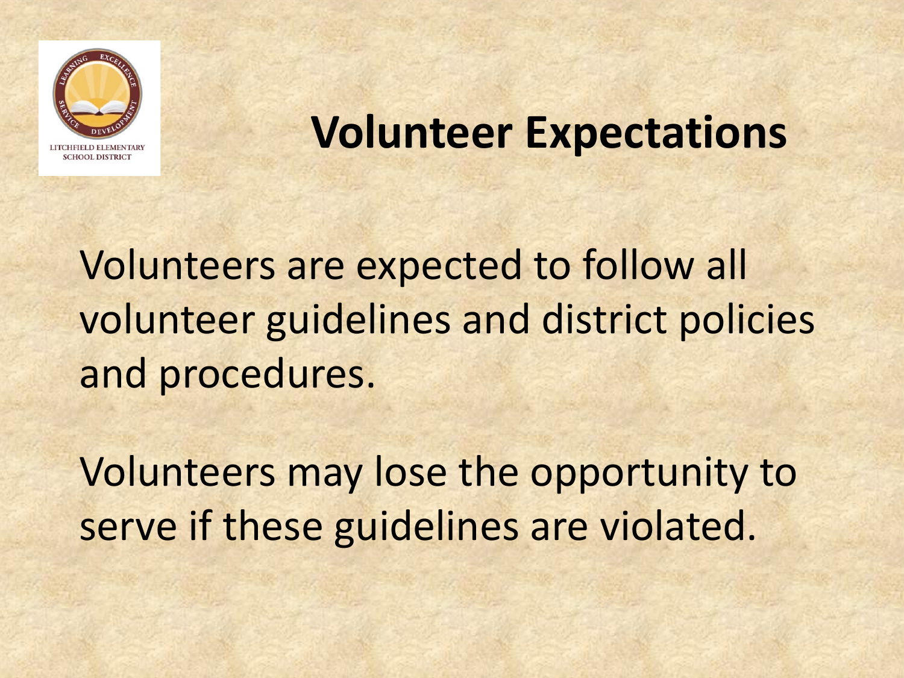# Volunteer Expectations

Volunteers are expected to follow all volunteer guidelines and district policies and procedures.

Volunteers may lose the opportunity to serve if these guidelines are violated.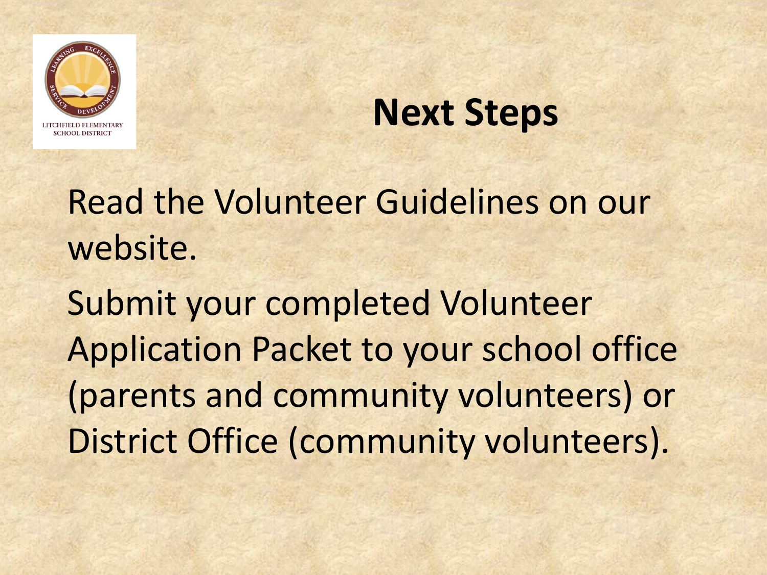LITCHFIELD ELEMENTARY SCHOOL DISTRICT

# Next Steps

Read the Volunteer Guidelines on our website.

Submit your completed Volunteer Application Packet to your school office (parents and community volunteers) or District Office (community volunteers).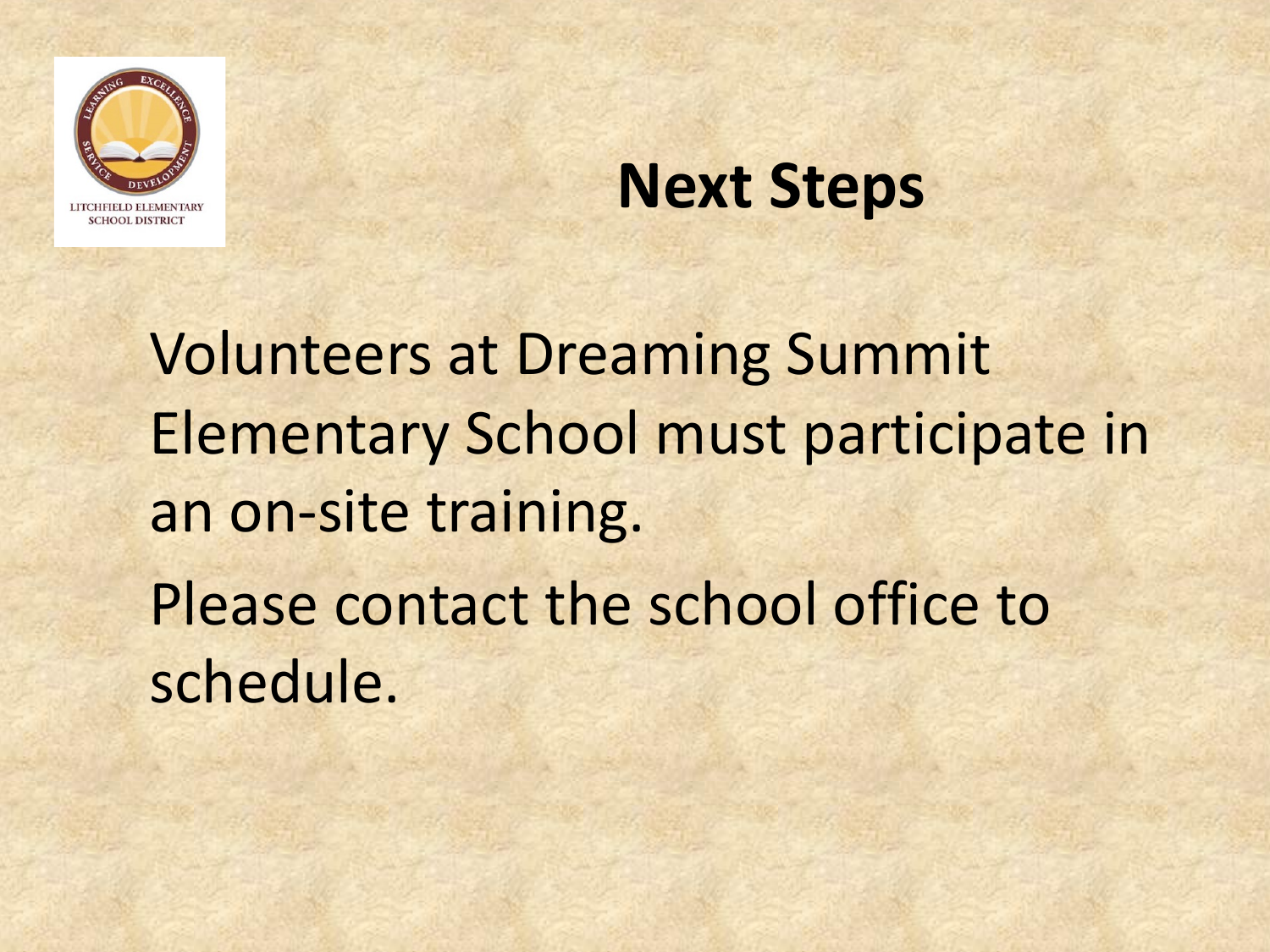# Next Steps

Volunteers at Dreaming Summit Elementary School must participate in an on-site training.

Please contact the school office to schedule.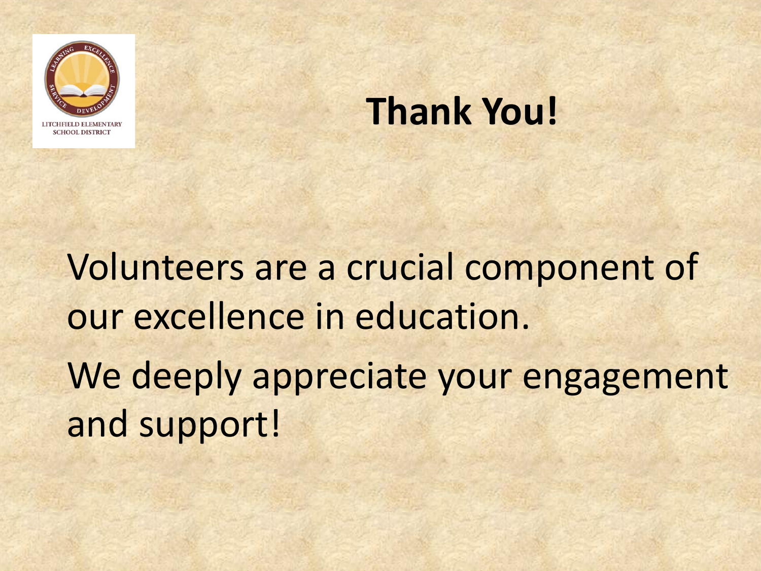LITCHFIELD ELEMENTARY SCHOOL DISTRICT

# Thank You!

Volunteers are a crucial component of our excellence in education.

We deeply appreciate your engagement and support!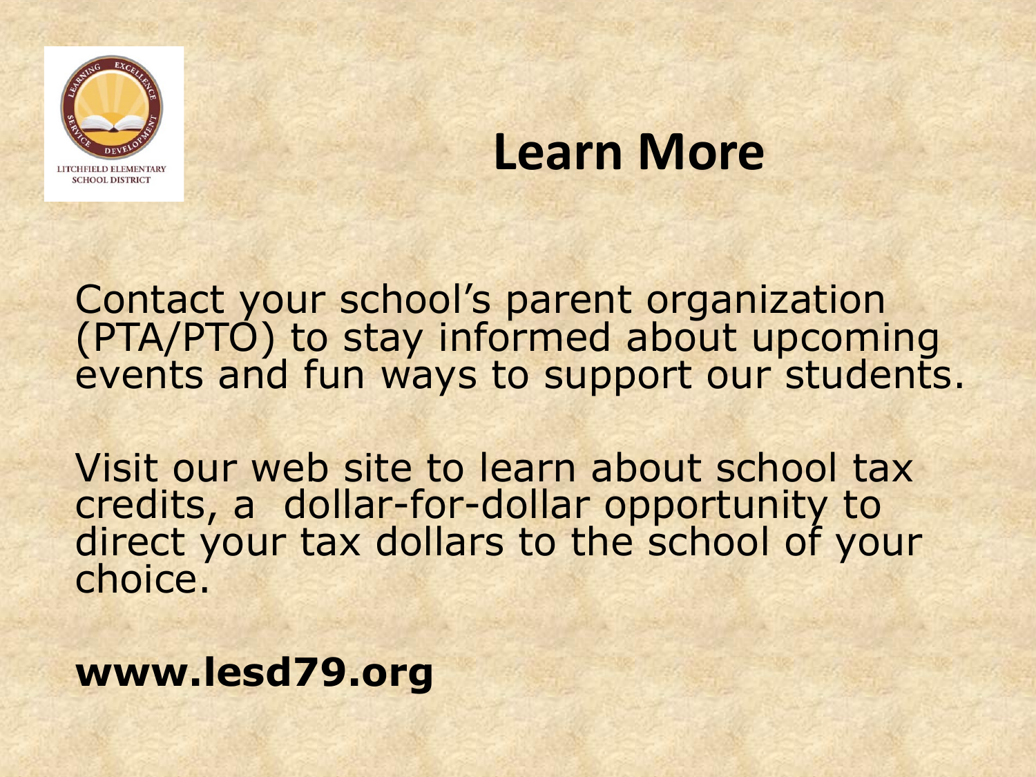# Learn More

Contact your school's parent organization (PTA/PTO) to stay informed about upcoming events and fun ways to support our students.

Visit our web site to learn about school tax credits, a dollar-for-dollar opportunity to direct your tax dollars to the school of your choice.

**www.lesd79.org**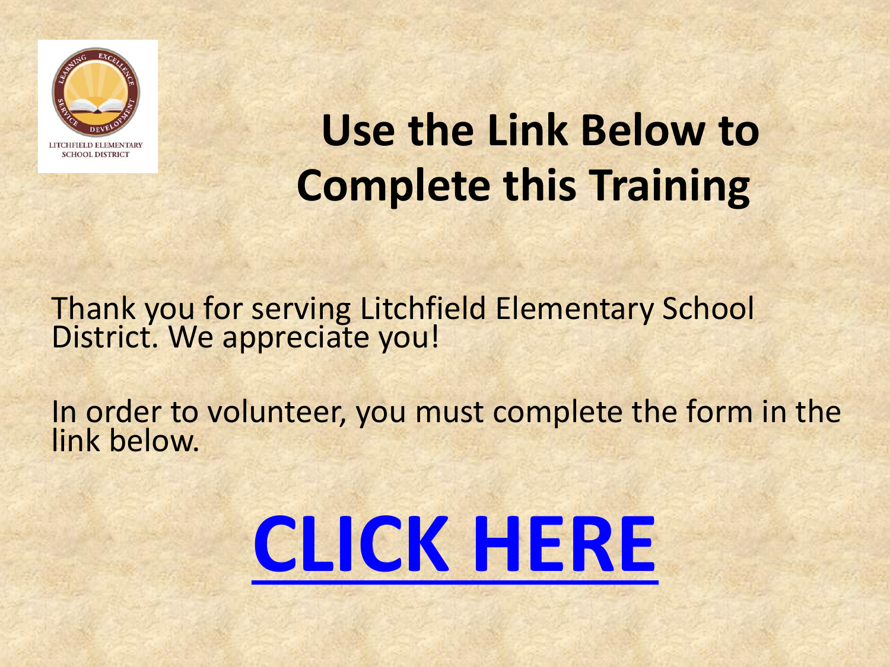LITCHFIELD ELEMENTARY SCHOOL DISTRICT

# Use the Link Below to Complete this Training

Thank you for serving Litchfield Elementary School District. We appreciate you!

In order to volunteer, you must complete the form in the link below.

**CLICK HERE**